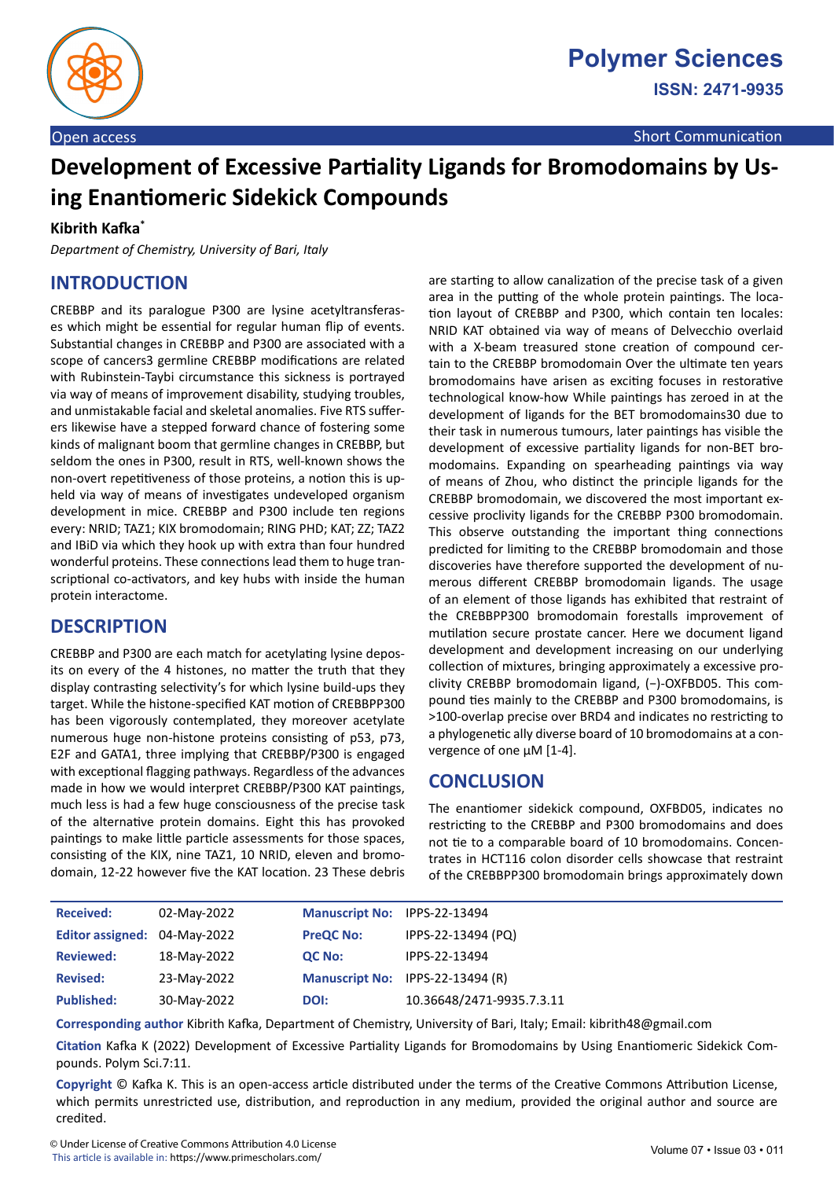Open access | Short Communication

# Development of Excessive Partiality Ligands for Bromodomains by Using Enantiomeric Sidekick Compounds

**Kibrith Kafka***

*Department of Chemistry, University of Bari, Italy*

## INTRODUCTION

CREBBP and its paralogue P300 are lysine acetyltransferases which might be essential for regular human flip of events. Substantial changes in CREBBP and P300 are associated with a scope of cancers3 germline CREBBP modifications are related with Rubinstein-Taybi circumstance this sickness is portrayed via way of means of improvement disability, studying troubles, and unmistakable facial and skeletal anomalies. Five RTS sufferers likewise have a stepped forward chance of fostering some kinds of malignant boom that germline changes in CREBBP, but seldom the ones in P300, result in RTS, well-known shows the non-overt repetitiveness of those proteins, a notion this is upheld via way of means of investigates undeveloped organism development in mice. CREBBP and P300 include ten regions every: NRID; TAZ1; KIX bromodomain; RING PHD; KAT; ZZ; TAZ2 and IBiD via which they hook up with extra than four hundred wonderful proteins. These connections lead them to huge transcriptional co-activators, and key hubs with inside the human protein interactome.

## DESCRIPTION

CREBBP and P300 are each match for acetylating lysine deposits on every of the 4 histones, no matter the truth that they display contrasting selectivity's for which lysine build-ups they target. While the histone-specified KAT motion of CREBBPP300 has been vigorously contemplated, they moreover acetylate numerous huge non-histone proteins consisting of p53, p73, E2F and GATA1, three implying that CREBBP/P300 is engaged with exceptional flagging pathways. Regardless of the advances made in how we would interpret CREBBP/P300 KAT paintings, much less is had a few huge consciousness of the precise task of the alternative protein domains. Eight this has provoked paintings to make little particle assessments for those spaces, consisting of the KIX, nine TAZ1, 10 NRID, eleven and bromodomain, 12-22 however five the KAT location. 23 These debris are starting to allow canalization of the precise task of a given area in the putting of the whole protein paintings. The location layout of CREBBP and P300, which contain ten locales: NRID KAT obtained via way of means of Delvecchio overlaid with a X-beam treasured stone creation of compound certain to the CREBBP bromodomain Over the ultimate ten years bromodomains have arisen as exciting focuses in restorative technological know-how While paintings has zeroed in at the development of ligands for the BET bromodomains30 due to their task in numerous tumours, later paintings has visible the development of excessive partiality ligands for non-BET bromodomains. Expanding on spearheading paintings via way of means of Zhou, who distinct the principle ligands for the CREBBP bromodomain, we discovered the most important excessive proclivity ligands for the CREBBP P300 bromodomain. This observe outstanding the important thing connections predicted for limiting to the CREBBP bromodomain and those discoveries have therefore supported the development of numerous different CREBBP bromodomain ligands. The usage of an element of those ligands has exhibited that restraint of the CREBBPP300 bromodomain forestalls improvement of mutilation secure prostate cancer. Here we document ligand development and development increasing on our underlying collection of mixtures, bringing approximately a excessive proclivity CREBBP bromodomain ligand, (−)-OXFBD05. This compound ties mainly to the CREBBP and P300 bromodomains, is >100-overlap precise over BRD4 and indicates no restricting to a phylogenetic ally diverse board of 10 bromodomains at a convergence of one µM [1-4].

## CONCLUSION

The enantiomer sidekick compound, OXFBD05, indicates no restricting to the CREBBP and P300 bromodomains and does not tie to a comparable board of 10 bromodomains. Concentrates in HCT116 colon disorder cells showcase that restraint of the CREBBPP300 bromodomain brings approximately down

| | | | |
|---|---|---|---|
| **Received:** | 02-May-2022 | **Manuscript No:** | IPPS-22-13494 |
| **Editor assigned:** | 04-May-2022 | **PreQC No:** | IPPS-22-13494 (PQ) |
| **Reviewed:** | 18-May-2022 | **QC No:** | IPPS-22-13494 |
| **Revised:** | 23-May-2022 | **Manuscript No:** | IPPS-22-13494 (R) |
| **Published:** | 30-May-2022 | **DOI:** | 10.36648/2471-9935.7.3.11 |

**Corresponding author** Kibrith Kafka, Department of Chemistry, University of Bari, Italy; Email: kibrith48@gmail.com

**Citation** Kafka K (2022) Development of Excessive Partiality Ligands for Bromodomains by Using Enantiomeric Sidekick Compounds. Polym Sci.7:11.

**Copyright** © Kafka K. This is an open-access article distributed under the terms of the Creative Commons Attribution License, which permits unrestricted use, distribution, and reproduction in any medium, provided the original author and source are credited.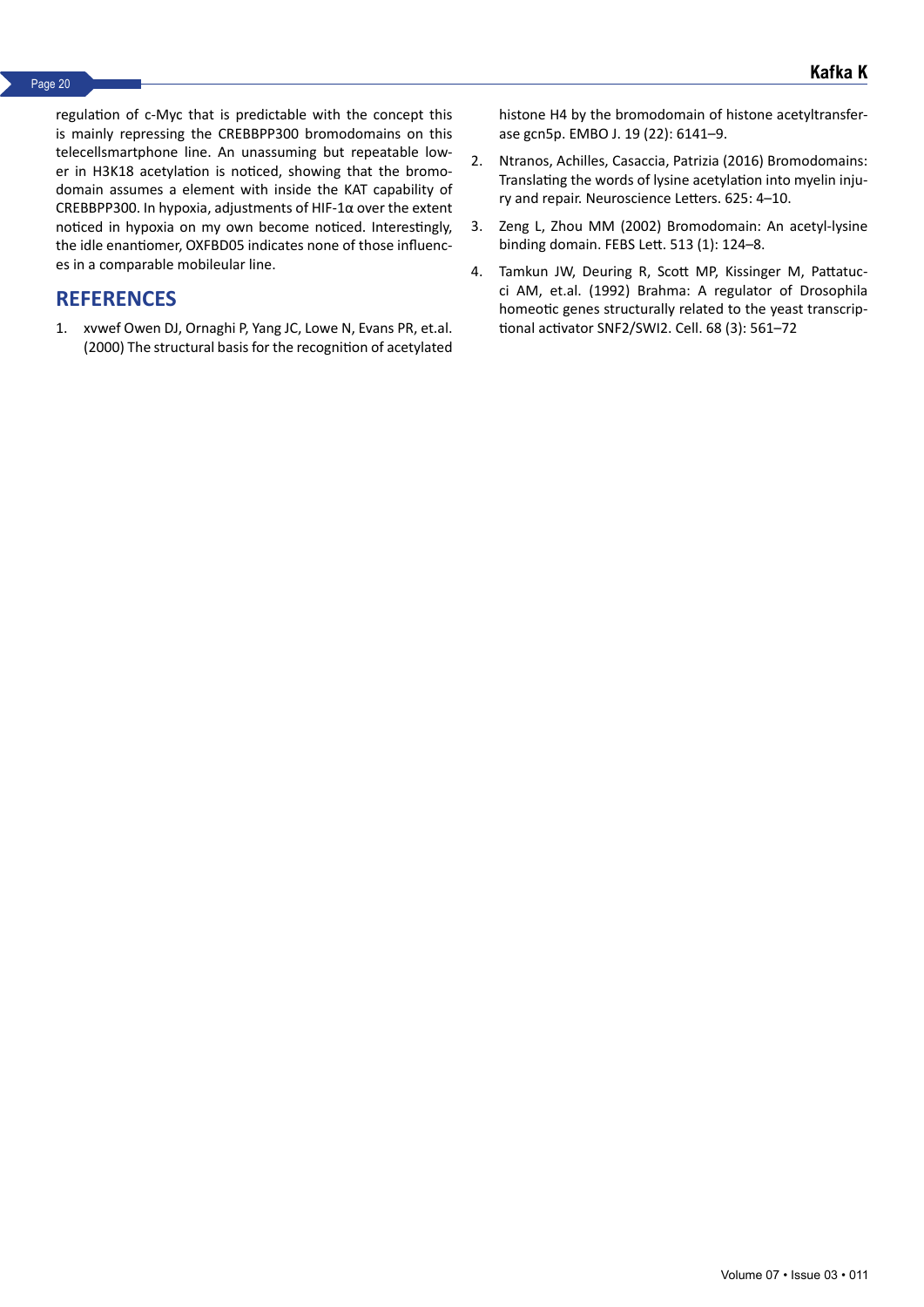regulation of c-Myc that is predictable with the concept this is mainly repressing the CREBBPP300 bromodomains on this telecellsmartphone line. An unassuming but repeatable lower in H3K18 acetylation is noticed, showing that the bromodomain assumes a element with inside the KAT capability of CREBBPP300. In hypoxia, adjustments of HIF-1α over the extent noticed in hypoxia on my own become noticed. Interestingly, the idle enantiomer, OXFBD05 indicates none of those influences in a comparable mobileular line.

## REFERENCES

1. xvwef Owen DJ, Ornaghi P, Yang JC, Lowe N, Evans PR, et.al. (2000) The structural basis for the recognition of acetylated histone H4 by the bromodomain of histone acetyltransferase gcn5p. EMBO J. 19 (22): 6141–9.
2. Ntranos, Achilles, Casaccia, Patrizia (2016) Bromodomains: Translating the words of lysine acetylation into myelin injury and repair. Neuroscience Letters. 625: 4–10.
3. Zeng L, Zhou MM (2002) Bromodomain: An acetyl-lysine binding domain. FEBS Lett. 513 (1): 124–8.
4. Tamkun JW, Deuring R, Scott MP, Kissinger M, Pattatucci AM, et.al. (1992) Brahma: A regulator of Drosophila homeotic genes structurally related to the yeast transcriptional activator SNF2/SWI2. Cell. 68 (3): 561–72